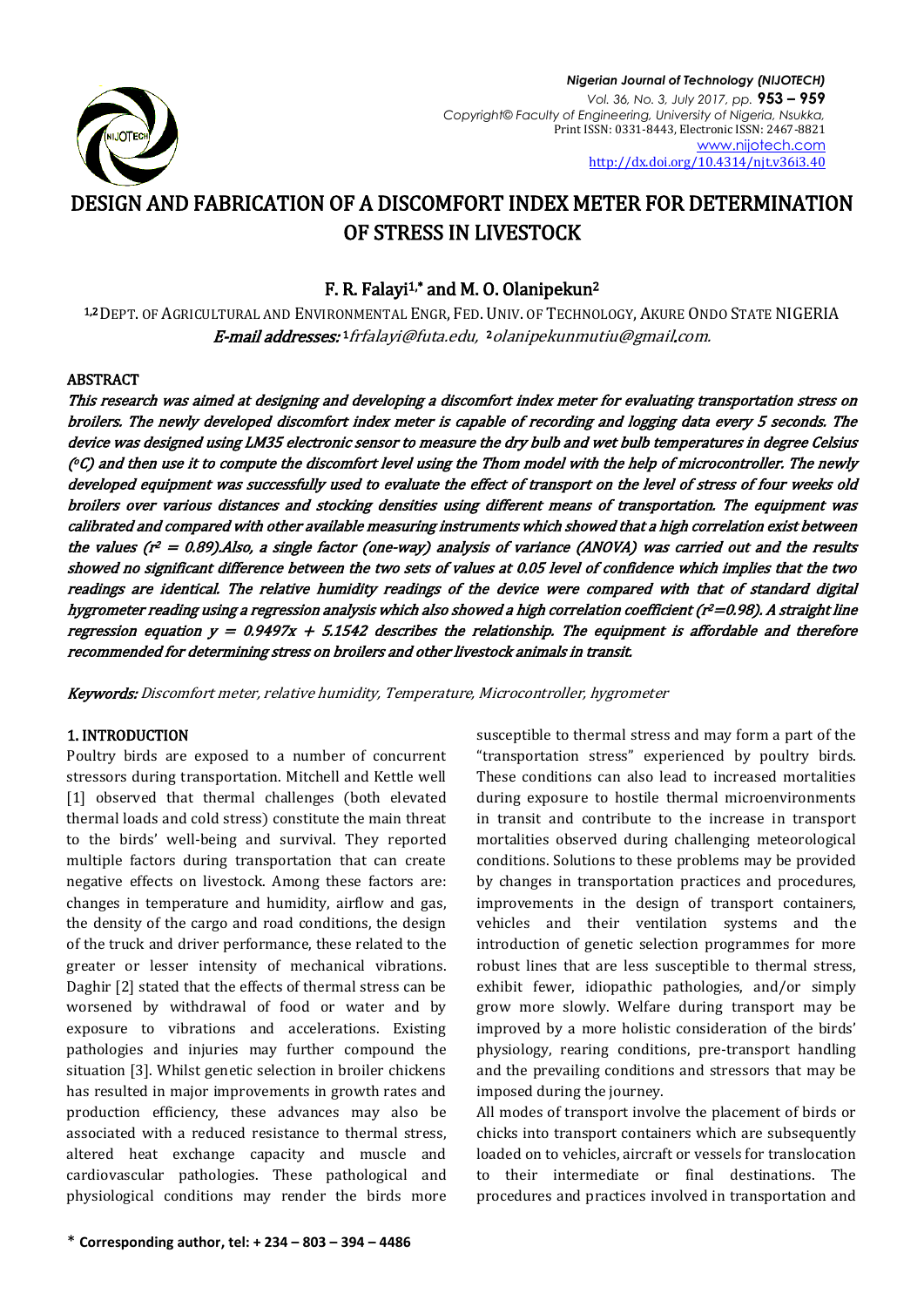# DESIGN AND FABRICATION OF A DISCOMFORT INDEX METER FOR DETERMINATION OF STRESS IN LIVESTOCK

**F. R. Falayi[1,*] and M. O. Olanipekun[2]**

[1,2] DEPT. OF AGRICULTURAL AND ENVIRONMENTAL ENGR, FED. UNIV. OF TECHNOLOGY, AKURE ONDO STATE NIGERIA
*E-mail addresses:* [1] frfalayi@futa.edu, [2] olanipekunmutiu@gmail.com.

## ABSTRACT

*This research was aimed at designing and developing a discomfort index meter for evaluating transportation stress on broilers. The newly developed discomfort index meter is capable of recording and logging data every 5 seconds. The device was designed using LM35 electronic sensor to measure the dry bulb and wet bulb temperatures in degree Celsius (°C) and then use it to compute the discomfort level using the Thom model with the help of microcontroller. The newly developed equipment was successfully used to evaluate the effect of transport on the level of stress of four weeks old broilers over various distances and stocking densities using different means of transportation. The equipment was calibrated and compared with other available measuring instruments which showed that a high correlation exist between the values ($r^2$ = 0.89).Also, a single factor (one-way) analysis of variance (ANOVA) was carried out and the results showed no significant difference between the two sets of values at 0.05 level of confidence which implies that the two readings are identical. The relative humidity readings of the device were compared with that of standard digital hygrometer reading using a regression analysis which also showed a high correlation coefficient ($r^2$=0.98). A straight line regression equation $y = 0.9497x + 5.1542$ describes the relationship. The equipment is affordable and therefore recommended for determining stress on broilers and other livestock animals in transit.*

**Keywords:** *Discomfort meter, relative humidity, Temperature, Microcontroller, hygrometer*

## 1. INTRODUCTION

Poultry birds are exposed to a number of concurrent stressors during transportation. Mitchell and Kettle well [1] observed that thermal challenges (both elevated thermal loads and cold stress) constitute the main threat to the birds' well-being and survival. They reported multiple factors during transportation that can create negative effects on livestock. Among these factors are: changes in temperature and humidity, airflow and gas, the density of the cargo and road conditions, the design of the truck and driver performance, these related to the greater or lesser intensity of mechanical vibrations. Daghir [2] stated that the effects of thermal stress can be worsened by withdrawal of food or water and by exposure to vibrations and accelerations. Existing pathologies and injuries may further compound the situation [3]. Whilst genetic selection in broiler chickens has resulted in major improvements in growth rates and production efficiency, these advances may also be associated with a reduced resistance to thermal stress, altered heat exchange capacity and muscle and cardiovascular pathologies. These pathological and physiological conditions may render the birds more susceptible to thermal stress and may form a part of the "transportation stress" experienced by poultry birds. These conditions can also lead to increased mortalities during exposure to hostile thermal microenvironments in transit and contribute to the increase in transport mortalities observed during challenging meteorological conditions. Solutions to these problems may be provided by changes in transportation practices and procedures, improvements in the design of transport containers, vehicles and their ventilation systems and the introduction of genetic selection programmes for more robust lines that are less susceptible to thermal stress, exhibit fewer, idiopathic pathologies, and/or simply grow more slowly. Welfare during transport may be improved by a more holistic consideration of the birds' physiology, rearing conditions, pre-transport handling and the prevailing conditions and stressors that may be imposed during the journey.

All modes of transport involve the placement of birds or chicks into transport containers which are subsequently loaded on to vehicles, aircraft or vessels for translocation to their intermediate or final destinations. The procedures and practices involved in transportation and

\* **Corresponding author, tel: + 234 – 803 – 394 – 4486**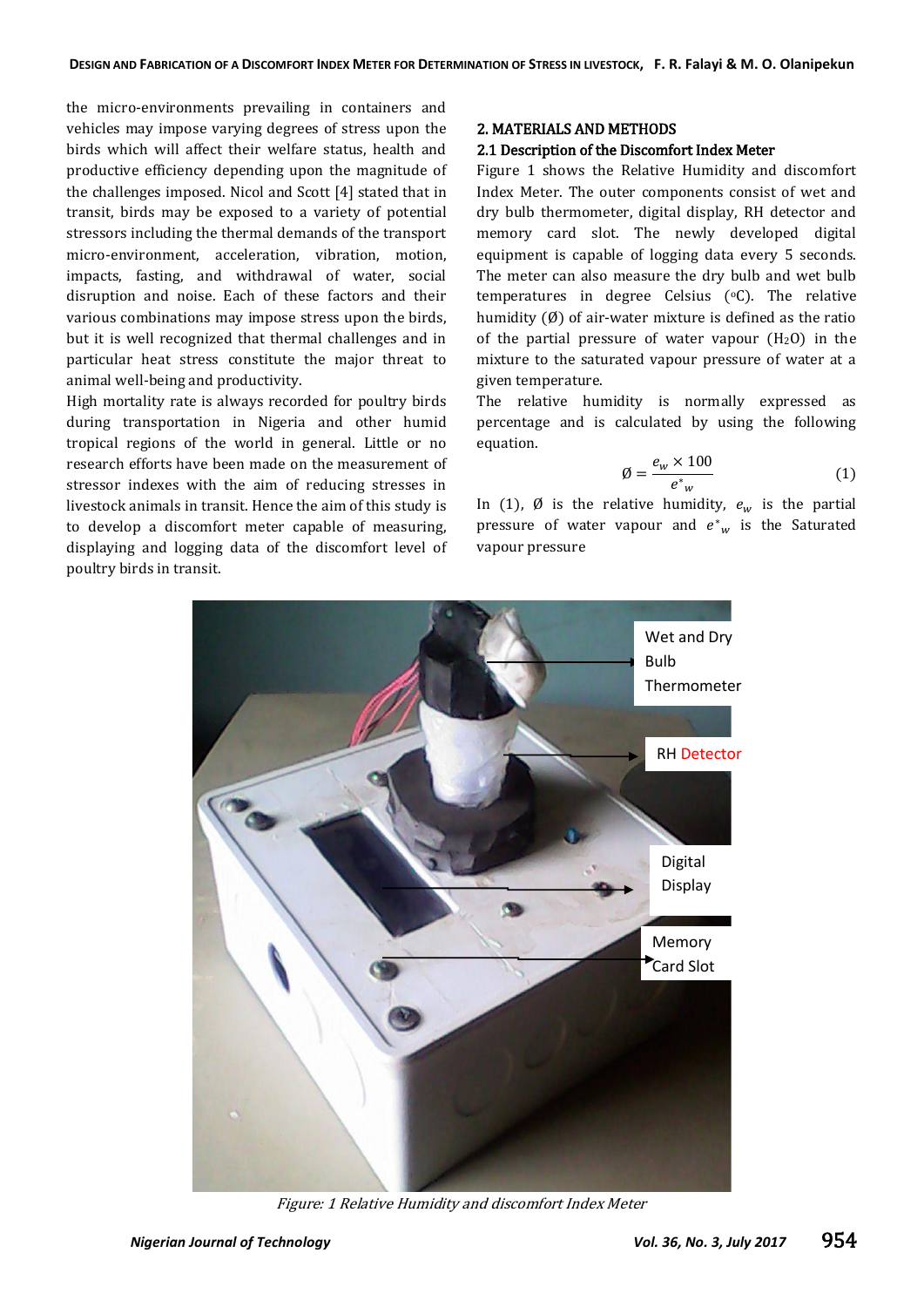the micro-environments prevailing in containers and vehicles may impose varying degrees of stress upon the birds which will affect their welfare status, health and productive efficiency depending upon the magnitude of the challenges imposed. Nicol and Scott [4] stated that in transit, birds may be exposed to a variety of potential stressors including the thermal demands of the transport micro-environment, acceleration, vibration, motion, impacts, fasting, and withdrawal of water, social disruption and noise. Each of these factors and their various combinations may impose stress upon the birds, but it is well recognized that thermal challenges and in particular heat stress constitute the major threat to animal well-being and productivity.

High mortality rate is always recorded for poultry birds during transportation in Nigeria and other humid tropical regions of the world in general. Little or no research efforts have been made on the measurement of stressor indexes with the aim of reducing stresses in livestock animals in transit. Hence the aim of this study is to develop a discomfort meter capable of measuring, displaying and logging data of the discomfort level of poultry birds in transit.

## 2. MATERIALS AND METHODS

### 2.1 Description of the Discomfort Index Meter

Figure 1 shows the Relative Humidity and discomfort Index Meter. The outer components consist of wet and dry bulb thermometer, digital display, RH detector and memory card slot. The newly developed digital equipment is capable of logging data every 5 seconds. The meter can also measure the dry bulb and wet bulb temperatures in degree Celsius (°C). The relative humidity (Ø) of air-water mixture is defined as the ratio of the partial pressure of water vapour ($H_2O$) in the mixture to the saturated vapour pressure of water at a given temperature.

The relative humidity is normally expressed as percentage and is calculated by using the following equation.

$$Ø = \frac{e_w \times 100}{e^*_w} \quad (1)$$

In (1), Ø is the relative humidity, $e_w$ is the partial pressure of water vapour and $e^*_w$ is the Saturated vapour pressure

Wet and Dry Bulb Thermometer

RH Detector

Digital Display

Memory Card Slot

*Figure: 1 Relative Humidity and discomfort Index Meter*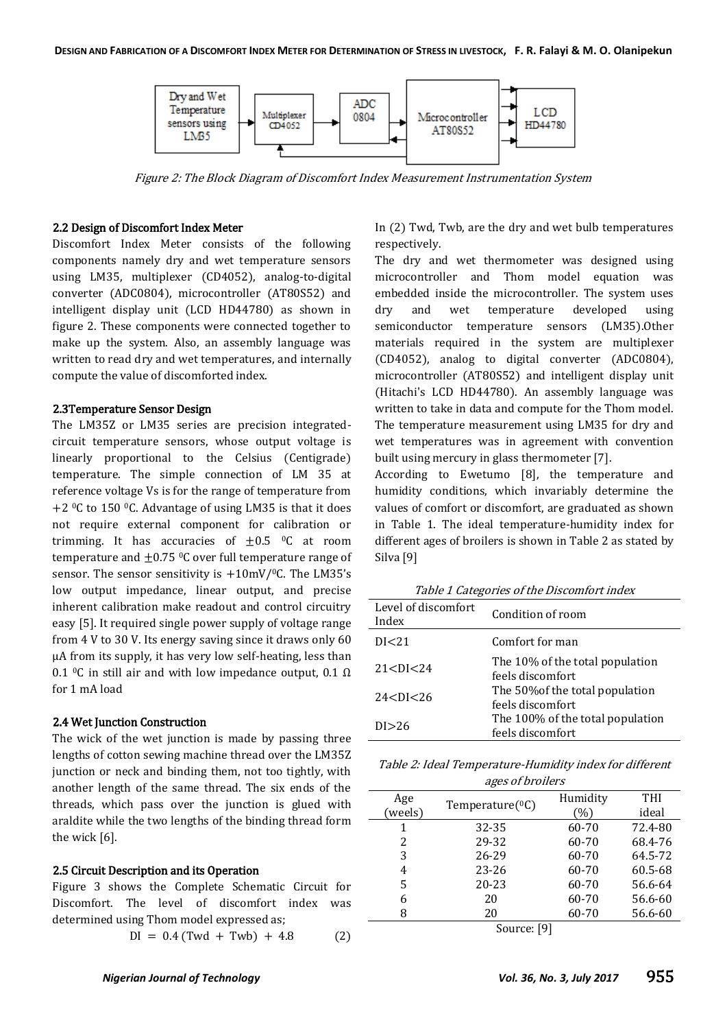Figure 2: The Block Diagram of Discomfort Index Measurement Instrumentation System

### 2.2 Design of Discomfort Index Meter

Discomfort Index Meter consists of the following components namely dry and wet temperature sensors using LM35, multiplexer (CD4052), analog-to-digital converter (ADC0804), microcontroller (AT80S52) and intelligent display unit (LCD HD44780) as shown in figure 2. These components were connected together to make up the system. Also, an assembly language was written to read dry and wet temperatures, and internally compute the value of discomforted index.

### 2.3Temperature Sensor Design

The LM35Z or LM35 series are precision integrated-circuit temperature sensors, whose output voltage is linearly proportional to the Celsius (Centigrade) temperature. The simple connection of LM 35 at reference voltage Vs is for the range of temperature from +2 $^0$C to 150 $^0$C. Advantage of using LM35 is that it does not require external component for calibration or trimming. It has accuracies of $\pm 0.5$ $^0$C at room temperature and $\pm 0.75$ $^0$C over full temperature range of sensor. The sensor sensitivity is +10mV/$^0$C. The LM35's low output impedance, linear output, and precise inherent calibration make readout and control circuitry easy [5]. It required single power supply of voltage range from 4 V to 30 V. Its energy saving since it draws only 60 µA from its supply, it has very low self-heating, less than 0.1 $^0$C in still air and with low impedance output, 0.1 Ω for 1 mA load

### 2.4 Wet Junction Construction

The wick of the wet junction is made by passing three lengths of cotton sewing machine thread over the LM35Z junction or neck and binding them, not too tightly, with another length of the same thread. The six ends of the threads, which pass over the junction is glued with araldite while the two lengths of the binding thread form the wick [6].

### 2.5 Circuit Description and its Operation

Figure 3 shows the Complete Schematic Circuit for Discomfort. The level of discomfort index was determined using Thom model expressed as;

$$DI = 0.4\,(Twd + Twb) + 4.8 \qquad (2)$$

In (2) Twd, Twb, are the dry and wet bulb temperatures respectively.

The dry and wet thermometer was designed using microcontroller and Thom model equation was embedded inside the microcontroller. The system uses dry and wet temperature developed using semiconductor temperature sensors (LM35).Other materials required in the system are multiplexer (CD4052), analog to digital converter (ADC0804), microcontroller (AT80S52) and intelligent display unit (Hitachi's LCD HD44780). An assembly language was written to take in data and compute for the Thom model. The temperature measurement using LM35 for dry and wet temperatures was in agreement with convention built using mercury in glass thermometer [7].

According to Ewetumo [8], the temperature and humidity conditions, which invariably determine the values of comfort or discomfort, are graduated as shown in Table 1. The ideal temperature-humidity index for different ages of broilers is shown in Table 2 as stated by Silva [9]

*Table 1 Categories of the Discomfort index*

| Level of discomfort Index | Condition of room |
|---|---|
| DI<21 | Comfort for man |
| 21<DI<24 | The 10% of the total population feels discomfort |
| 24<DI<26 | The 50%of the total population feels discomfort |
| DI>26 | The 100% of the total population feels discomfort |

*Table 2: Ideal Temperature-Humidity index for different ages of broilers*

| Age (weels) | Temperature($^0$C) | Humidity (%) | THI ideal |
|---|---|---|---|
| 1 | 32-35 | 60-70 | 72.4-80 |
| 2 | 29-32 | 60-70 | 68.4-76 |
| 3 | 26-29 | 60-70 | 64.5-72 |
| 4 | 23-26 | 60-70 | 60.5-68 |
| 5 | 20-23 | 60-70 | 56.6-64 |
| 6 | 20 | 60-70 | 56.6-60 |
| 8 | 20 | 60-70 | 56.6-60 |

Source: [9]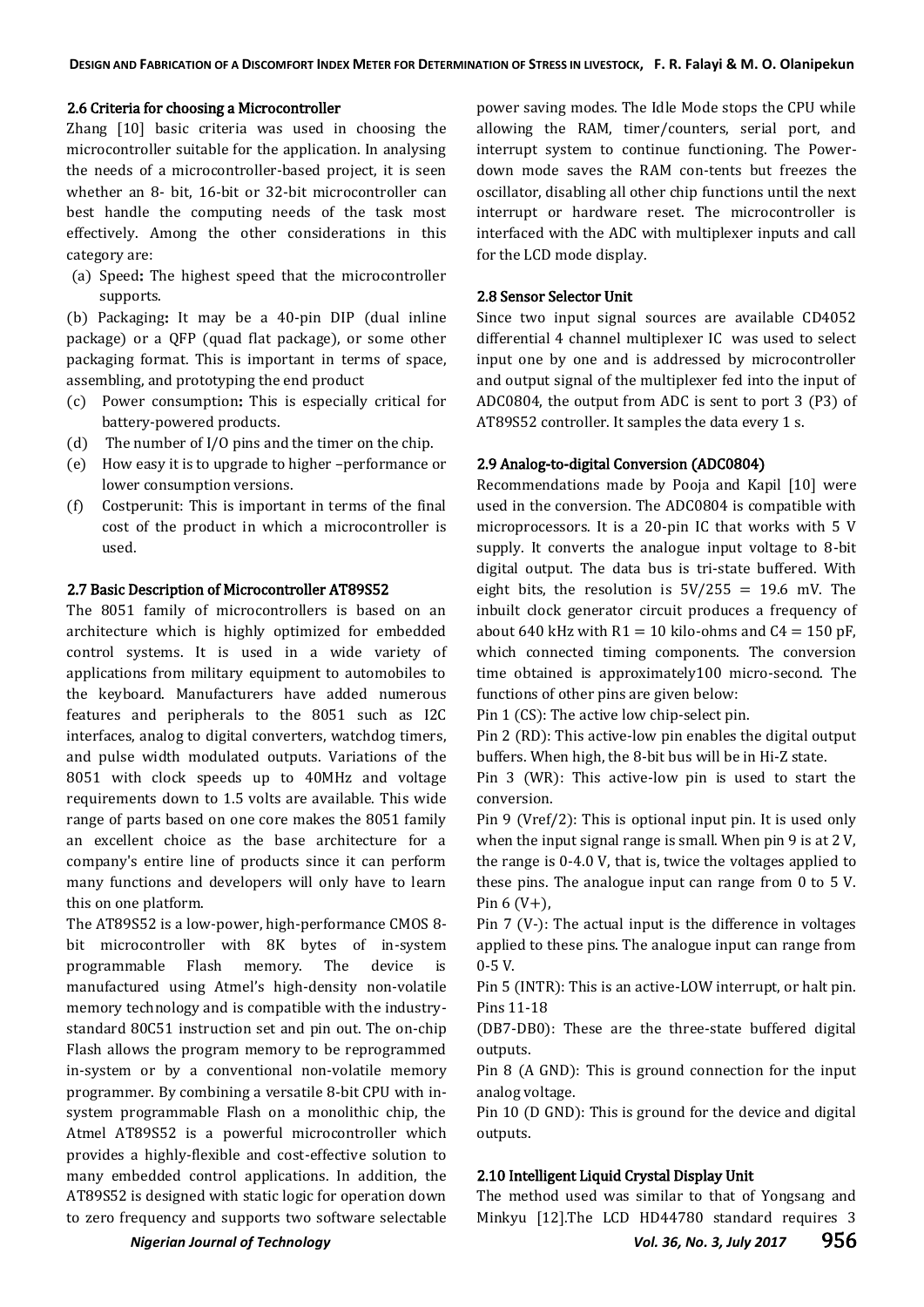### 2.6 Criteria for choosing a Microcontroller

Zhang [10] basic criteria was used in choosing the microcontroller suitable for the application. In analysing the needs of a microcontroller-based project, it is seen whether an 8- bit, 16-bit or 32-bit microcontroller can best handle the computing needs of the task most effectively. Among the other considerations in this category are:

(a) Speed**:** The highest speed that the microcontroller supports.

(b) Packaging**:** It may be a 40-pin DIP (dual inline package) or a QFP (quad flat package), or some other packaging format. This is important in terms of space, assembling, and prototyping the end product

(c) Power consumption**:** This is especially critical for battery-powered products.

(d) The number of I/O pins and the timer on the chip.

(e) How easy it is to upgrade to higher –performance or lower consumption versions.

(f) Costperunit: This is important in terms of the final cost of the product in which a microcontroller is used.

### 2.7 Basic Description of Microcontroller AT89S52

The 8051 family of microcontrollers is based on an architecture which is highly optimized for embedded control systems. It is used in a wide variety of applications from military equipment to automobiles to the keyboard. Manufacturers have added numerous features and peripherals to the 8051 such as I2C interfaces, analog to digital converters, watchdog timers, and pulse width modulated outputs. Variations of the 8051 with clock speeds up to 40MHz and voltage requirements down to 1.5 volts are available. This wide range of parts based on one core makes the 8051 family an excellent choice as the base architecture for a company's entire line of products since it can perform many functions and developers will only have to learn this on one platform.

The AT89S52 is a low-power, high-performance CMOS 8-bit microcontroller with 8K bytes of in-system programmable Flash memory. The device is manufactured using Atmel's high-density non-volatile memory technology and is compatible with the industry-standard 80C51 instruction set and pin out. The on-chip Flash allows the program memory to be reprogrammed in-system or by a conventional non-volatile memory programmer. By combining a versatile 8-bit CPU with in-system programmable Flash on a monolithic chip, the Atmel AT89S52 is a powerful microcontroller which provides a highly-flexible and cost-effective solution to many embedded control applications. In addition, the AT89S52 is designed with static logic for operation down to zero frequency and supports two software selectable power saving modes. The Idle Mode stops the CPU while allowing the RAM, timer/counters, serial port, and interrupt system to continue functioning. The Power-down mode saves the RAM con-tents but freezes the oscillator, disabling all other chip functions until the next interrupt or hardware reset. The microcontroller is interfaced with the ADC with multiplexer inputs and call for the LCD mode display.

### 2.8 Sensor Selector Unit

Since two input signal sources are available CD4052 differential 4 channel multiplexer IC was used to select input one by one and is addressed by microcontroller and output signal of the multiplexer fed into the input of ADC0804, the output from ADC is sent to port 3 (P3) of AT89S52 controller. It samples the data every 1 s.

### 2.9 Analog-to-digital Conversion (ADC0804)

Recommendations made by Pooja and Kapil [10] were used in the conversion. The ADC0804 is compatible with microprocessors. It is a 20-pin IC that works with 5 V supply. It converts the analogue input voltage to 8-bit digital output. The data bus is tri-state buffered. With eight bits, the resolution is 5V/255 = 19.6 mV. The inbuilt clock generator circuit produces a frequency of about 640 kHz with R1 = 10 kilo-ohms and C4 = 150 pF, which connected timing components. The conversion time obtained is approximately100 micro-second. The functions of other pins are given below:

Pin 1 (CS): The active low chip-select pin.

Pin 2 (RD): This active-low pin enables the digital output buffers. When high, the 8-bit bus will be in Hi-Z state.

Pin 3 (WR): This active-low pin is used to start the conversion.

Pin 9 (Vref/2): This is optional input pin. It is used only when the input signal range is small. When pin 9 is at 2 V, the range is 0-4.0 V, that is, twice the voltages applied to these pins. The analogue input can range from 0 to 5 V.

Pin 6 (V+),

Pin 7 (V-): The actual input is the difference in voltages applied to these pins. The analogue input can range from 0-5 V.

Pin 5 (INTR): This is an active-LOW interrupt, or halt pin.

Pins 11-18

(DB7-DB0): These are the three-state buffered digital outputs.

Pin 8 (A GND): This is ground connection for the input analog voltage.

Pin 10 (D GND): This is ground for the device and digital outputs.

### 2.10 Intelligent Liquid Crystal Display Unit

The method used was similar to that of Yongsang and Minkyu [12].The LCD HD44780 standard requires 3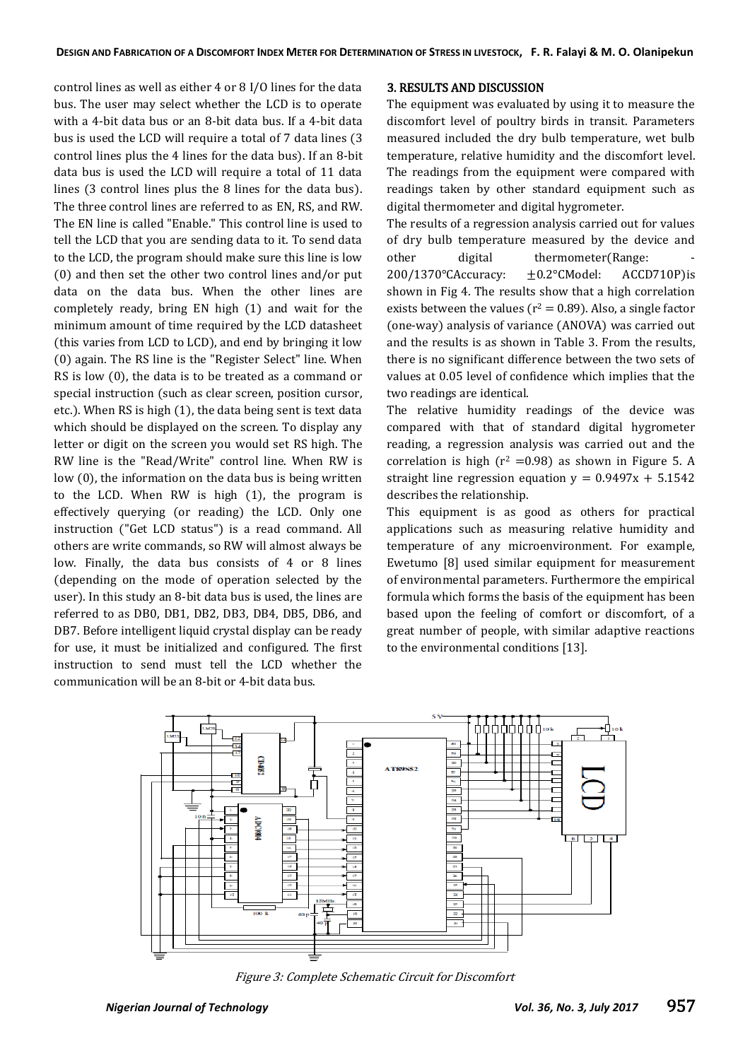control lines as well as either 4 or 8 I/O lines for the data bus. The user may select whether the LCD is to operate with a 4-bit data bus or an 8-bit data bus. If a 4-bit data bus is used the LCD will require a total of 7 data lines (3 control lines plus the 4 lines for the data bus). If an 8-bit data bus is used the LCD will require a total of 11 data lines (3 control lines plus the 8 lines for the data bus). The three control lines are referred to as EN, RS, and RW. The EN line is called "Enable." This control line is used to tell the LCD that you are sending data to it. To send data to the LCD, the program should make sure this line is low (0) and then set the other two control lines and/or put data on the data bus. When the other lines are completely ready, bring EN high (1) and wait for the minimum amount of time required by the LCD datasheet (this varies from LCD to LCD), and end by bringing it low (0) again. The RS line is the "Register Select" line. When RS is low (0), the data is to be treated as a command or special instruction (such as clear screen, position cursor, etc.). When RS is high (1), the data being sent is text data which should be displayed on the screen. To display any letter or digit on the screen you would set RS high. The RW line is the "Read/Write" control line. When RW is low (0), the information on the data bus is being written to the LCD. When RW is high (1), the program is effectively querying (or reading) the LCD. Only one instruction ("Get LCD status") is a read command. All others are write commands, so RW will almost always be low. Finally, the data bus consists of 4 or 8 lines (depending on the mode of operation selected by the user). In this study an 8-bit data bus is used, the lines are referred to as DB0, DB1, DB2, DB3, DB4, DB5, DB6, and DB7. Before intelligent liquid crystal display can be ready for use, it must be initialized and configured. The first instruction to send must tell the LCD whether the communication will be an 8-bit or 4-bit data bus.

## 3. RESULTS AND DISCUSSION

The equipment was evaluated by using it to measure the discomfort level of poultry birds in transit. Parameters measured included the dry bulb temperature, wet bulb temperature, relative humidity and the discomfort level. The readings from the equipment were compared with readings taken by other standard equipment such as digital thermometer and digital hygrometer.

The results of a regression analysis carried out for values of dry bulb temperature measured by the device and other digital thermometer(Range: -200/1370°CAccuracy: ±0.2°CModel: ACCD710P)is shown in Fig 4. The results show that a high correlation exists between the values ($r^2 = 0.89$). Also, a single factor (one-way) analysis of variance (ANOVA) was carried out and the results is as shown in Table 3. From the results, there is no significant difference between the two sets of values at 0.05 level of confidence which implies that the two readings are identical.

The relative humidity readings of the device was compared with that of standard digital hygrometer reading, a regression analysis was carried out and the correlation is high ($r^2 = 0.98$) as shown in Figure 5. A straight line regression equation $y = 0.9497x + 5.1542$ describes the relationship.

This equipment is as good as others for practical applications such as measuring relative humidity and temperature of any microenvironment. For example, Ewetumo [8] used similar equipment for measurement of environmental parameters. Furthermore the empirical formula which forms the basis of the equipment has been based upon the feeling of comfort or discomfort, of a great number of people, with similar adaptive reactions to the environmental conditions [13].

*Figure 3: Complete Schematic Circuit for Discomfort*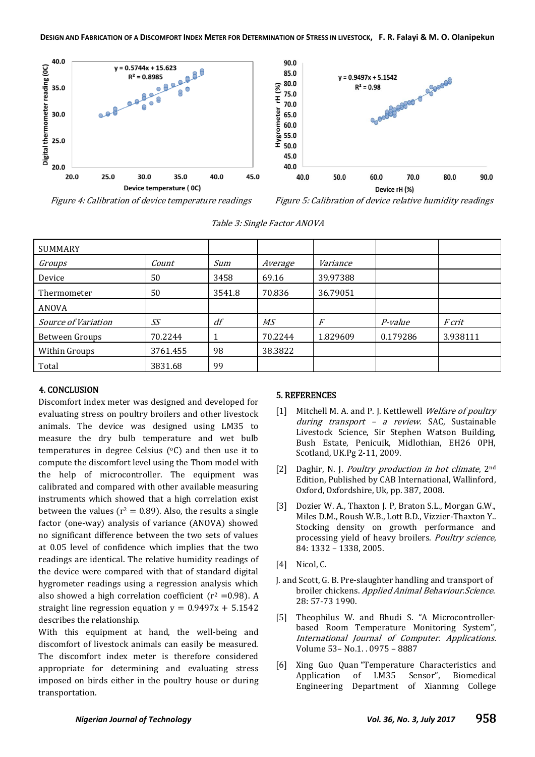Figure 4: Calibration of device temperature readings

Figure 5: Calibration of device relative humidity readings

Table 3: Single Factor ANOVA

| SUMMARY | | | | | | |
|---|---|---|---|---|---|---|
| *Groups* | *Count* | *Sum* | *Average* | *Variance* | | |
| Device | 50 | 3458 | 69.16 | 39.97388 | | |
| Thermometer | 50 | 3541.8 | 70.836 | 36.79051 | | |
| ANOVA | | | | | | |
| *Source of Variation* | *SS* | *df* | *MS* | *F* | *P-value* | *F crit* |
| Between Groups | 70.2244 | 1 | 70.2244 | 1.829609 | 0.179286 | 3.938111 |
| Within Groups | 3761.455 | 98 | 38.3822 | | | |
| Total | 3831.68 | 99 | | | | |

## 4. CONCLUSION

Discomfort index meter was designed and developed for evaluating stress on poultry broilers and other livestock animals. The device was designed using LM35 to measure the dry bulb temperature and wet bulb temperatures in degree Celsius (°C) and then use it to compute the discomfort level using the Thom model with the help of microcontroller. The equipment was calibrated and compared with other available measuring instruments which showed that a high correlation exist between the values ($r^2$ = 0.89). Also, the results a single factor (one-way) analysis of variance (ANOVA) showed no significant difference between the two sets of values at 0.05 level of confidence which implies that the two readings are identical. The relative humidity readings of the device were compared with that of standard digital hygrometer readings using a regression analysis which also showed a high correlation coefficient ($r^2$ =0.98). A straight line regression equation $y = 0.9497x + 5.1542$ describes the relationship.

With this equipment at hand, the well-being and discomfort of livestock animals can easily be measured. The discomfort index meter is therefore considered appropriate for determining and evaluating stress imposed on birds either in the poultry house or during transportation.

## 5. REFERENCES

[1] Mitchell M. A. and P. J. Kettlewell *Welfare of poultry during transport – a review.* SAC, Sustainable Livestock Science, Sir Stephen Watson Building, Bush Estate, Penicuik, Midlothian, EH26 0PH, Scotland, UK.Pg 2-11, 2009.

[2] Daghir, N. J. *Poultry production in hot climate*, 2nd Edition, Published by CAB International, Wallinford, Oxford, Oxfordshire, Uk, pp. 387, 2008.

[3] Dozier W. A., Thaxton J. P, Braton S.L., Morgan G.W., Miles D.M., Roush W.B., Lott B.D., Vizzier-Thaxton Y.. Stocking density on growth performance and processing yield of heavy broilers. *Poultry science*, 84: 1332 – 1338, 2005.

[4] Nicol, C.

J. and Scott, G. B. Pre-slaughter handling and transport of broiler chickens. *Applied Animal Behaviour.Science.* 28: 57-73 1990.

[5] Theophilus W. and Bhudi S. "A Microcontroller-based Room Temperature Monitoring System", *International Journal of Computer. Applications.* Volume 53– No.1. . 0975 – 8887

[6] Xing Guo Quan "Temperature Characteristics and Application of LM35 Sensor", Biomedical Engineering Department of Xianmng College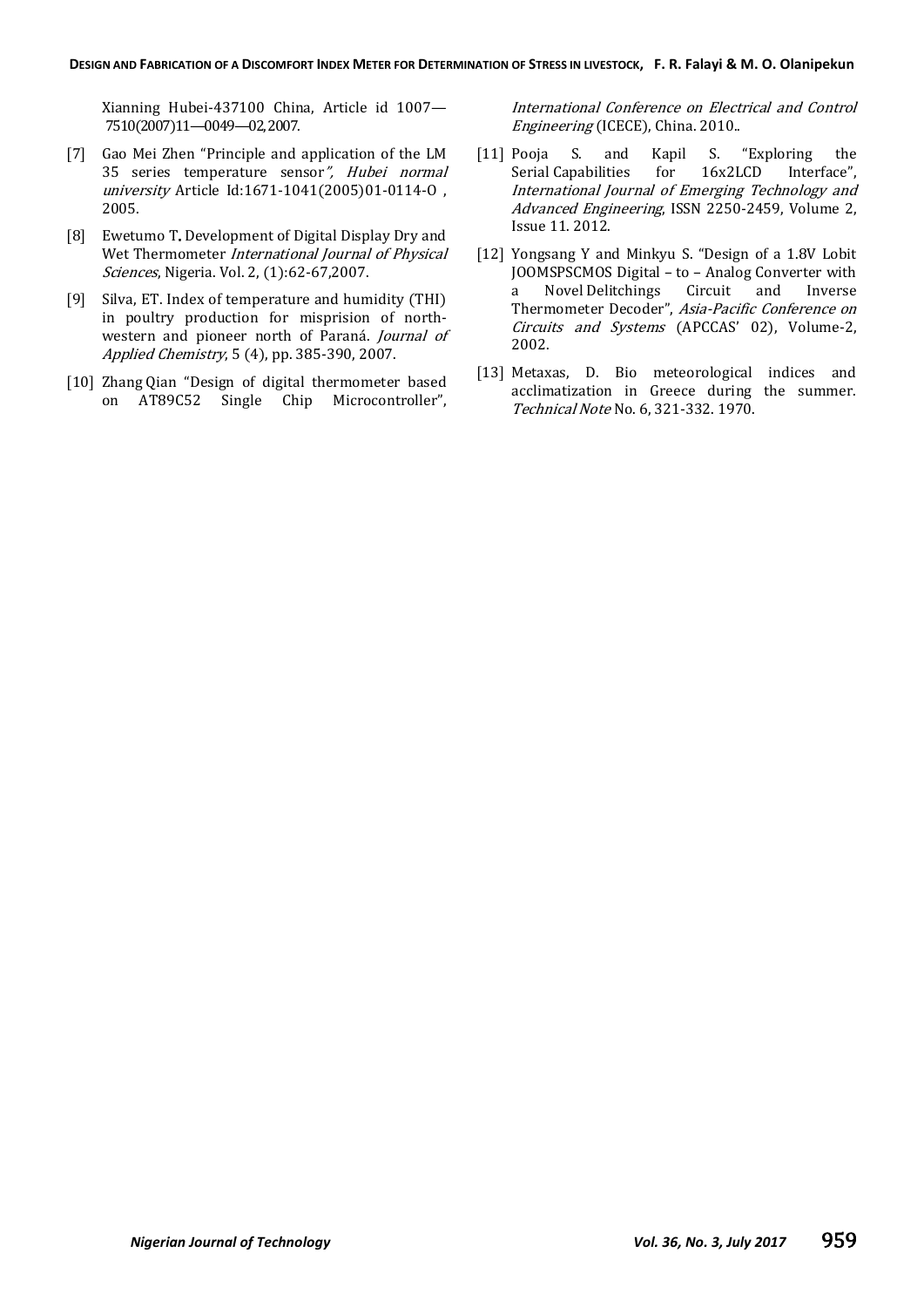Xianning Hubei-437100 China, Article id 1007—7510(2007)11—0049—02, 2007.

[7] Gao Mei Zhen "Principle and application of the LM 35 series temperature sensor*", Hubei normal university* Article Id:1671-1041(2005)01-0114-O , 2005.

[8] Ewetumo T**.** Development of Digital Display Dry and Wet Thermometer *International Journal of Physical Sciences*, Nigeria. Vol. 2, (1):62-67,2007.

[9] Silva, ET. Index of temperature and humidity (THI) in poultry production for misprision of north-western and pioneer north of Paraná. *Journal of Applied Chemistry*, 5 (4), pp. 385-390, 2007.

[10] Zhang Qian "Design of digital thermometer based on AT89C52 Single Chip Microcontroller", *International Conference on Electrical and Control Engineering* (ICECE), China. 2010..

[11] Pooja S. and Kapil S. "Exploring the Serial Capabilities for 16x2LCD Interface", *International Journal of Emerging Technology and Advanced Engineering*, ISSN 2250-2459, Volume 2, Issue 11. 2012.

[12] Yongsang Y and Minkyu S. "Design of a 1.8V Lobit JOOMSPSCMOS Digital – to – Analog Converter with a Novel Delitchings Circuit and Inverse Thermometer Decoder", *Asia-Pacific Conference on Circuits and Systems* (APCCAS' 02), Volume-2, 2002.

[13] Metaxas, D. Bio meteorological indices and acclimatization in Greece during the summer. *Technical Note* No. 6, 321-332. 1970.